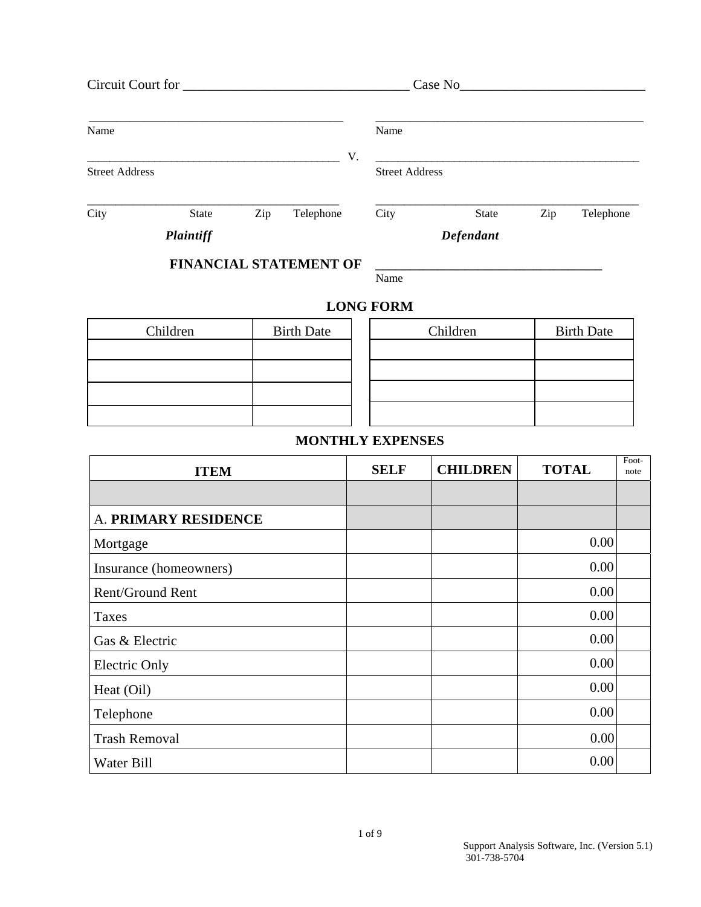Circuit Court for ________________________________ Case No__________________________

| _______________________________________ | | _______________________________________ |
|---|---|---|
| Name | | Name |
| _______________________________________ | V. | _______________________________________ |
| Street Address | | Street Address |
| _______________________________________ | | _______________________________________ |
| City State Zip Telephone | | City State Zip Telephone |
| ***Plaintiff*** | | ***Defendant*** |

**FINANCIAL STATEMENT OF** ________________________________
Name

## LONG FORM

| Children | Birth Date |
|---|---|
| | |
| | |
| | |
| | |

| Children | Birth Date |
|---|---|
| | |
| | |
| | |
| | |

## MONTHLY EXPENSES

| ITEM | SELF | CHILDREN | TOTAL | Foot-note |
|---|---|---|---|---|
| | | | | |
| A. **PRIMARY RESIDENCE** | | | | |
| Mortgage | | | 0.00 | |
| Insurance (homeowners) | | | 0.00 | |
| Rent/Ground Rent | | | 0.00 | |
| Taxes | | | 0.00 | |
| Gas & Electric | | | 0.00 | |
| Electric Only | | | 0.00 | |
| Heat (Oil) | | | 0.00 | |
| Telephone | | | 0.00 | |
| Trash Removal | | | 0.00 | |
| Water Bill | | | 0.00 | |

Support Analysis Software, Inc. (Version 5.1)
301-738-5704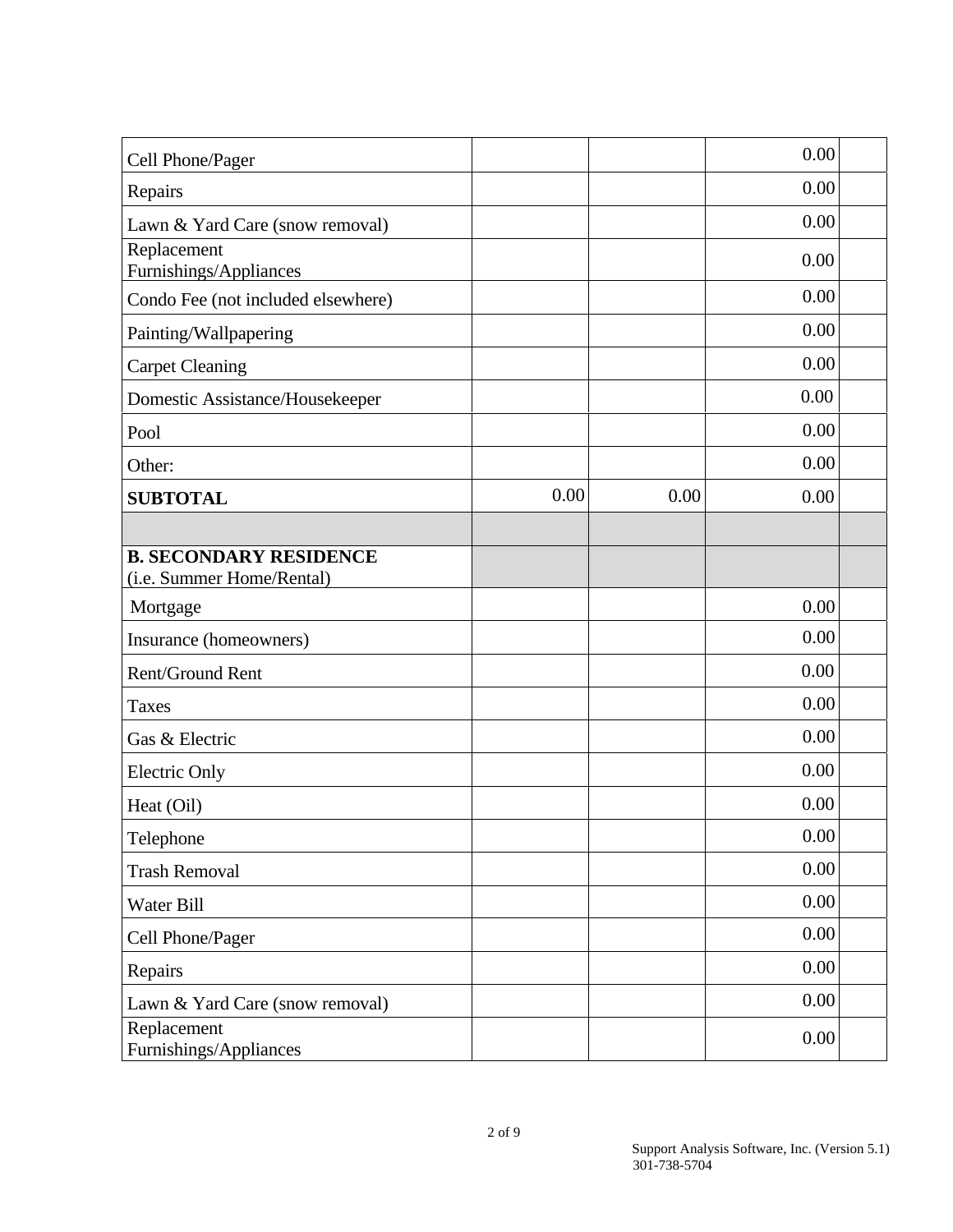| | | | | |
|---|---|---|---|---|
| Cell Phone/Pager | | | 0.00 | |
| Repairs | | | 0.00 | |
| Lawn & Yard Care (snow removal) | | | 0.00 | |
| Replacement Furnishings/Appliances | | | 0.00 | |
| Condo Fee (not included elsewhere) | | | 0.00 | |
| Painting/Wallpapering | | | 0.00 | |
| Carpet Cleaning | | | 0.00 | |
| Domestic Assistance/Housekeeper | | | 0.00 | |
| Pool | | | 0.00 | |
| Other: | | | 0.00 | |
| **SUBTOTAL** | 0.00 | 0.00 | 0.00 | |
| | | | | |
| **B. SECONDARY RESIDENCE** (i.e. Summer Home/Rental) | | | | |
| Mortgage | | | 0.00 | |
| Insurance (homeowners) | | | 0.00 | |
| Rent/Ground Rent | | | 0.00 | |
| Taxes | | | 0.00 | |
| Gas & Electric | | | 0.00 | |
| Electric Only | | | 0.00 | |
| Heat (Oil) | | | 0.00 | |
| Telephone | | | 0.00 | |
| Trash Removal | | | 0.00 | |
| Water Bill | | | 0.00 | |
| Cell Phone/Pager | | | 0.00 | |
| Repairs | | | 0.00 | |
| Lawn & Yard Care (snow removal) | | | 0.00 | |
| Replacement Furnishings/Appliances | | | 0.00 | |

Support Analysis Software, Inc. (Version 5.1)
301-738-5704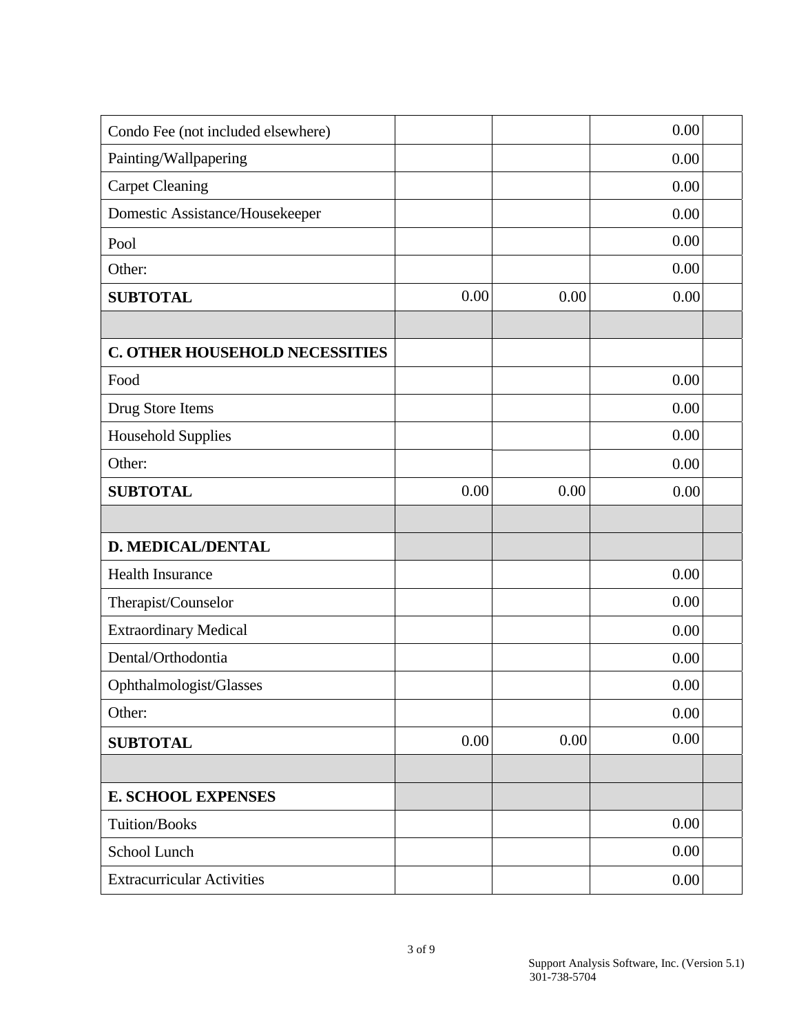| | | | | |
|---|---|---|---|---|
| Condo Fee (not included elsewhere) | | | 0.00 | |
| Painting/Wallpapering | | | 0.00 | |
| Carpet Cleaning | | | 0.00 | |
| Domestic Assistance/Housekeeper | | | 0.00 | |
| Pool | | | 0.00 | |
| Other: | | | 0.00 | |
| **SUBTOTAL** | 0.00 | 0.00 | 0.00 | |
| | | | | |
| **C. OTHER HOUSEHOLD NECESSITIES** | | | | |
| Food | | | 0.00 | |
| Drug Store Items | | | 0.00 | |
| Household Supplies | | | 0.00 | |
| Other: | | | 0.00 | |
| **SUBTOTAL** | 0.00 | 0.00 | 0.00 | |
| | | | | |
| **D. MEDICAL/DENTAL** | | | | |
| Health Insurance | | | 0.00 | |
| Therapist/Counselor | | | 0.00 | |
| Extraordinary Medical | | | 0.00 | |
| Dental/Orthodontia | | | 0.00 | |
| Ophthalmologist/Glasses | | | 0.00 | |
| Other: | | | 0.00 | |
| **SUBTOTAL** | 0.00 | 0.00 | 0.00 | |
| | | | | |
| **E. SCHOOL EXPENSES** | | | | |
| Tuition/Books | | | 0.00 | |
| School Lunch | | | 0.00 | |
| Extracurricular Activities | | | 0.00 | |

Support Analysis Software, Inc. (Version 5.1)
301-738-5704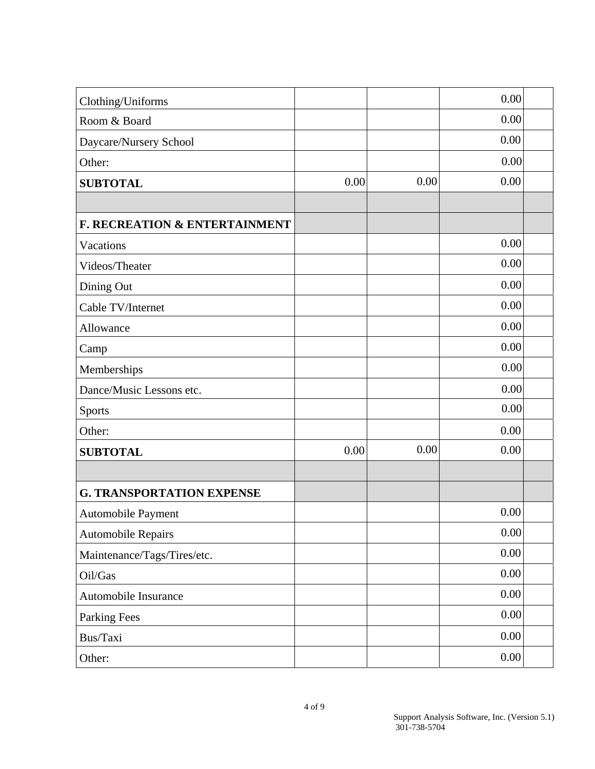| | | | | |
|---|---|---|---|---|
| Clothing/Uniforms | | | 0.00 | |
| Room & Board | | | 0.00 | |
| Daycare/Nursery School | | | 0.00 | |
| Other: | | | 0.00 | |
| **SUBTOTAL** | 0.00 | 0.00 | 0.00 | |
| | | | | |
| **F. RECREATION & ENTERTAINMENT** | | | | |
| Vacations | | | 0.00 | |
| Videos/Theater | | | 0.00 | |
| Dining Out | | | 0.00 | |
| Cable TV/Internet | | | 0.00 | |
| Allowance | | | 0.00 | |
| Camp | | | 0.00 | |
| Memberships | | | 0.00 | |
| Dance/Music Lessons etc. | | | 0.00 | |
| Sports | | | 0.00 | |
| Other: | | | 0.00 | |
| **SUBTOTAL** | 0.00 | 0.00 | 0.00 | |
| | | | | |
| **G. TRANSPORTATION EXPENSE** | | | | |
| Automobile Payment | | | 0.00 | |
| Automobile Repairs | | | 0.00 | |
| Maintenance/Tags/Tires/etc. | | | 0.00 | |
| Oil/Gas | | | 0.00 | |
| Automobile Insurance | | | 0.00 | |
| Parking Fees | | | 0.00 | |
| Bus/Taxi | | | 0.00 | |
| Other: | | | 0.00 | |

Support Analysis Software, Inc. (Version 5.1)
301-738-5704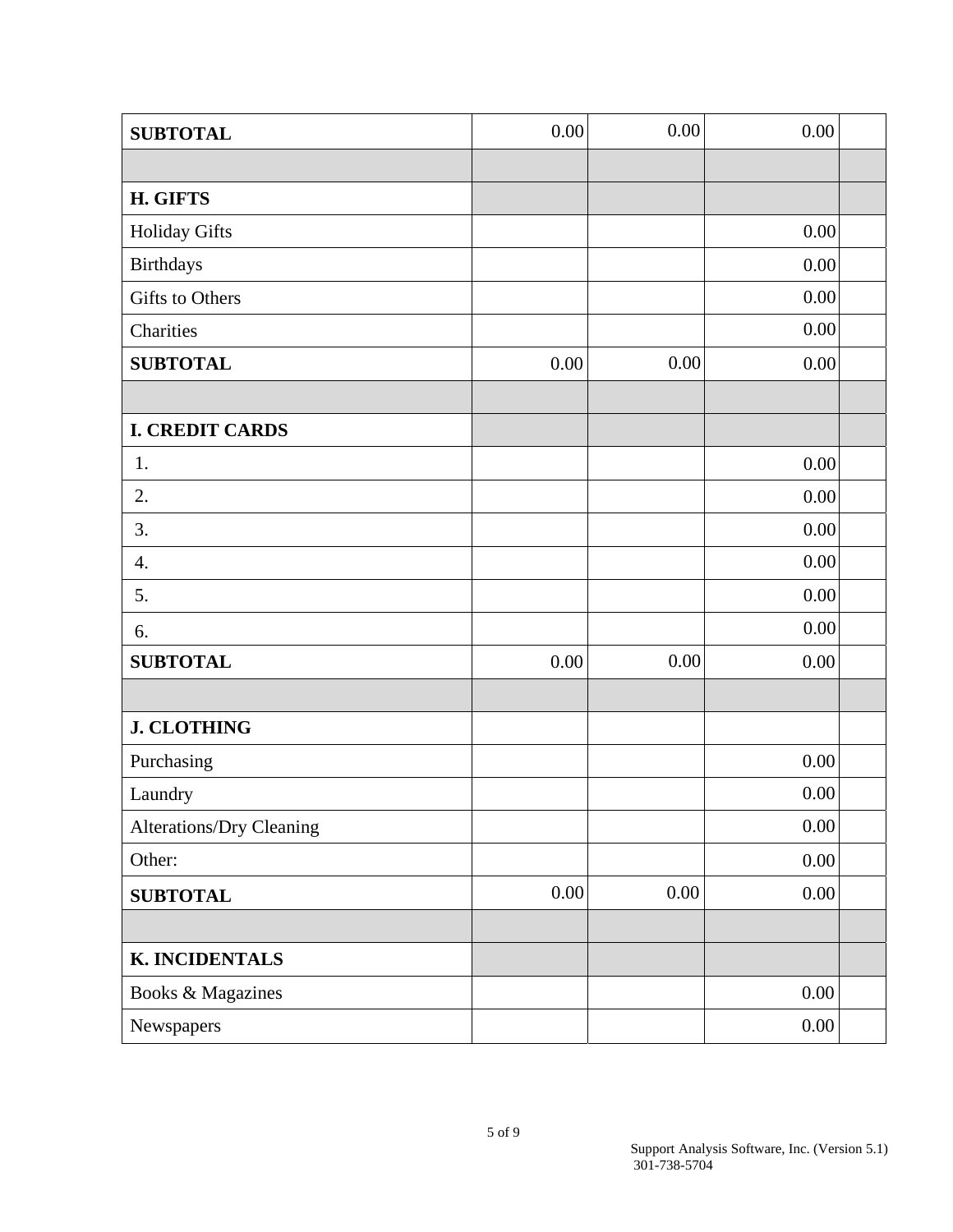| | | | | |
|---|---|---|---|---|
| **SUBTOTAL** | 0.00 | 0.00 | 0.00 | |
| | | | | |
| **H. GIFTS** | | | | |
| Holiday Gifts | | | 0.00 | |
| Birthdays | | | 0.00 | |
| Gifts to Others | | | 0.00 | |
| Charities | | | 0.00 | |
| **SUBTOTAL** | 0.00 | 0.00 | 0.00 | |
| | | | | |
| **I. CREDIT CARDS** | | | | |
| 1. | | | 0.00 | |
| 2. | | | 0.00 | |
| 3. | | | 0.00 | |
| 4. | | | 0.00 | |
| 5. | | | 0.00 | |
| 6. | | | 0.00 | |
| **SUBTOTAL** | 0.00 | 0.00 | 0.00 | |
| | | | | |
| **J. CLOTHING** | | | | |
| Purchasing | | | 0.00 | |
| Laundry | | | 0.00 | |
| Alterations/Dry Cleaning | | | 0.00 | |
| Other: | | | 0.00 | |
| **SUBTOTAL** | 0.00 | 0.00 | 0.00 | |
| | | | | |
| **K. INCIDENTALS** | | | | |
| Books & Magazines | | | 0.00 | |
| Newspapers | | | 0.00 | |

Support Analysis Software, Inc. (Version 5.1)
301-738-5704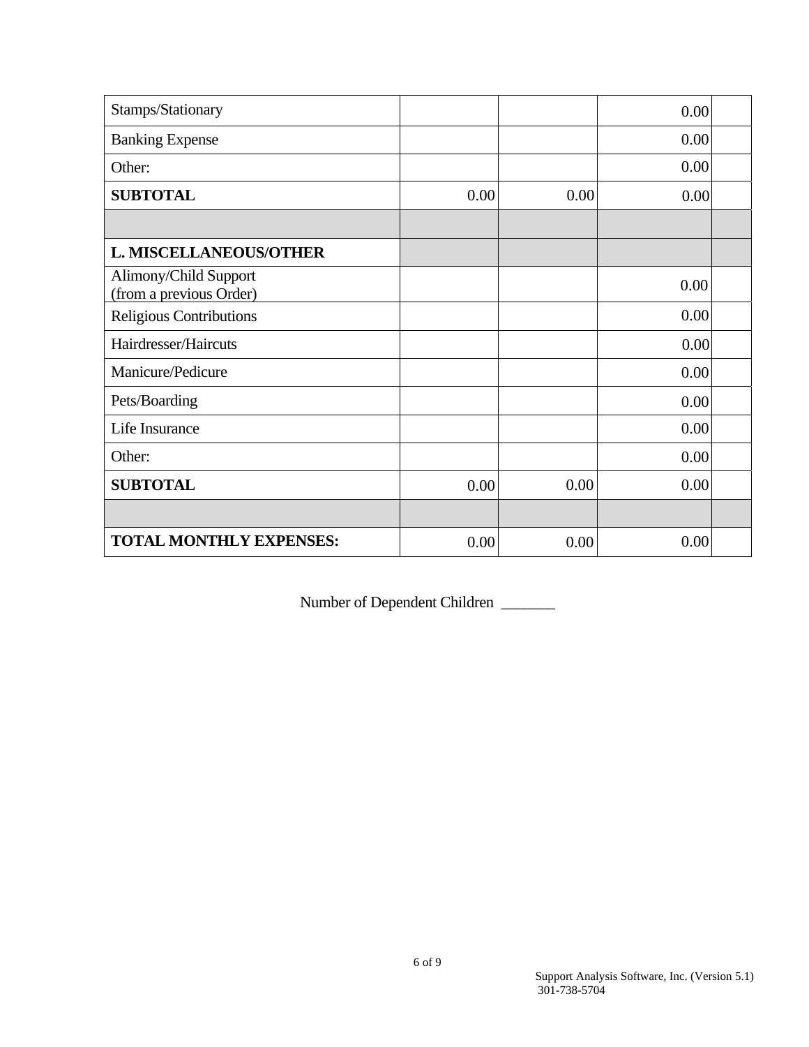| | | | | |
|---|---|---|---|---|
| Stamps/Stationary | | | 0.00 | |
| Banking Expense | | | 0.00 | |
| Other: | | | 0.00 | |
| **SUBTOTAL** | 0.00 | 0.00 | 0.00 | |
| | | | | |
| **L. MISCELLANEOUS/OTHER** | | | | |
| Alimony/Child Support (from a previous Order) | | | 0.00 | |
| Religious Contributions | | | 0.00 | |
| Hairdresser/Haircuts | | | 0.00 | |
| Manicure/Pedicure | | | 0.00 | |
| Pets/Boarding | | | 0.00 | |
| Life Insurance | | | 0.00 | |
| Other: | | | 0.00 | |
| **SUBTOTAL** | 0.00 | 0.00 | 0.00 | |
| | | | | |
| **TOTAL MONTHLY EXPENSES:** | 0.00 | 0.00 | 0.00 | |

Number of Dependent Children _______

Support Analysis Software, Inc. (Version 5.1)
301-738-5704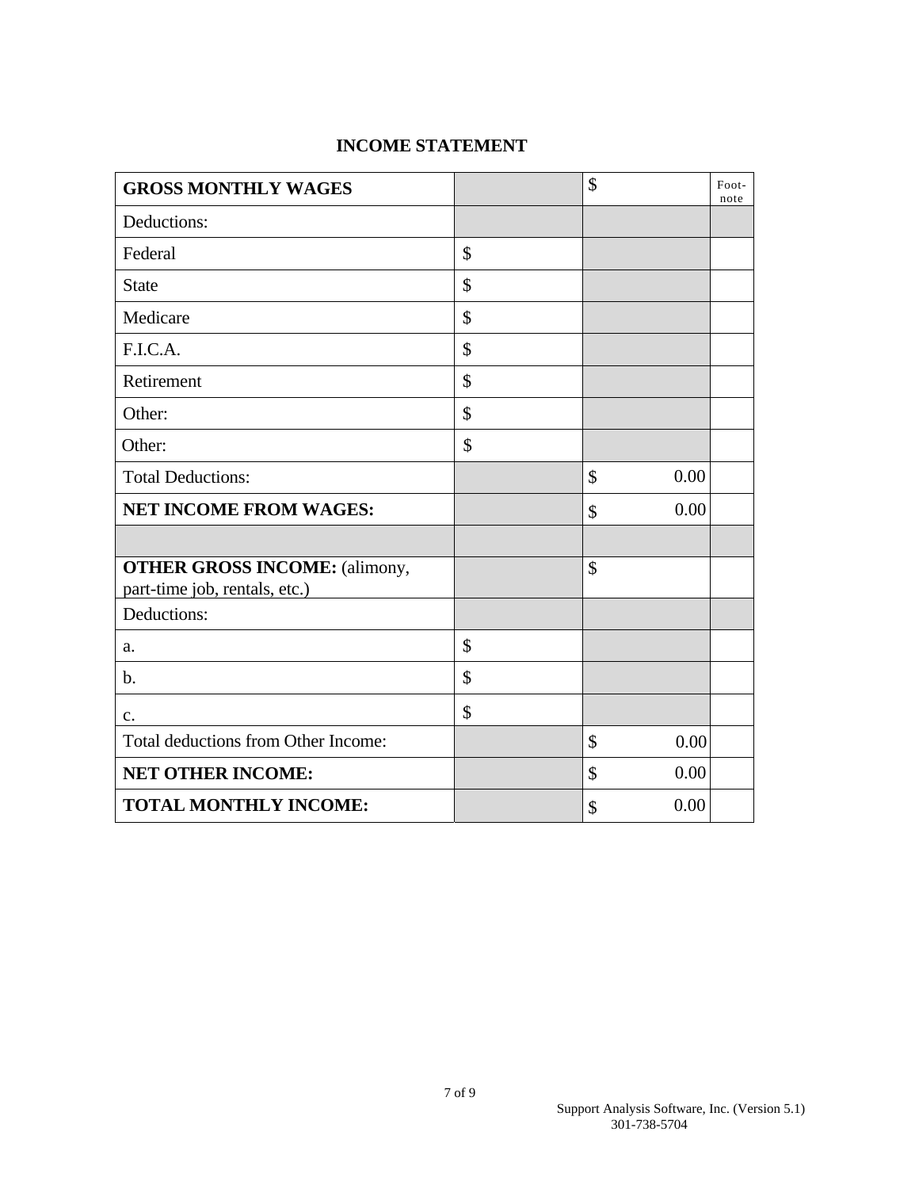# INCOME STATEMENT

| GROSS MONTHLY WAGES | | $ | Foot-note |
|---|---|---|---|
| Deductions: | | | |
| Federal | $ | | |
| State | $ | | |
| Medicare | $ | | |
| F.I.C.A. | $ | | |
| Retirement | $ | | |
| Other: | $ | | |
| Other: | $ | | |
| Total Deductions: | | $ 0.00 | |
| **NET INCOME FROM WAGES:** | | $ 0.00 | |
| | | | |
| **OTHER GROSS INCOME:** (alimony, part-time job, rentals, etc.) | | $ | |
| Deductions: | | | |
| a. | $ | | |
| b. | $ | | |
| c. | $ | | |
| Total deductions from Other Income: | | $ 0.00 | |
| **NET OTHER INCOME:** | | $ 0.00 | |
| **TOTAL MONTHLY INCOME:** | | $ 0.00 | |

Support Analysis Software, Inc. (Version 5.1)
301-738-5704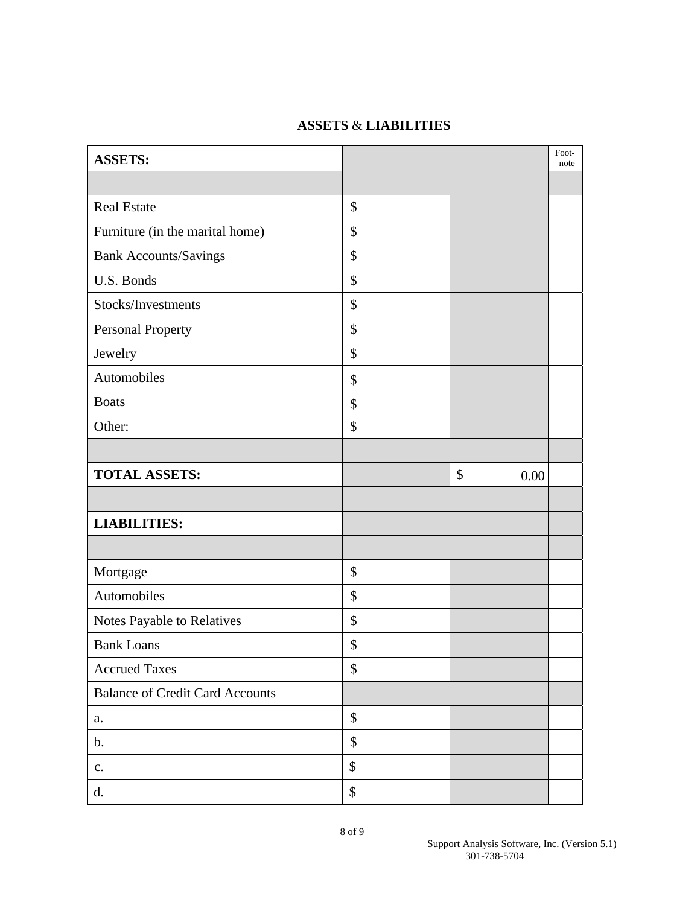## ASSETS & LIABILITIES

| **ASSETS:** | | | Foot-note |
|---|---|---|---|
| | | | |
| Real Estate | $ | | |
| Furniture (in the marital home) | $ | | |
| Bank Accounts/Savings | $ | | |
| U.S. Bonds | $ | | |
| Stocks/Investments | $ | | |
| Personal Property | $ | | |
| Jewelry | $ | | |
| Automobiles | $ | | |
| Boats | $ | | |
| Other: | $ | | |
| | | | |
| **TOTAL ASSETS:** | | $ 0.00 | |
| | | | |
| **LIABILITIES:** | | | |
| | | | |
| Mortgage | $ | | |
| Automobiles | $ | | |
| Notes Payable to Relatives | $ | | |
| Bank Loans | $ | | |
| Accrued Taxes | $ | | |
| Balance of Credit Card Accounts | | | |
| a. | $ | | |
| b. | $ | | |
| c. | $ | | |
| d. | $ | | |

Support Analysis Software, Inc. (Version 5.1)
301-738-5704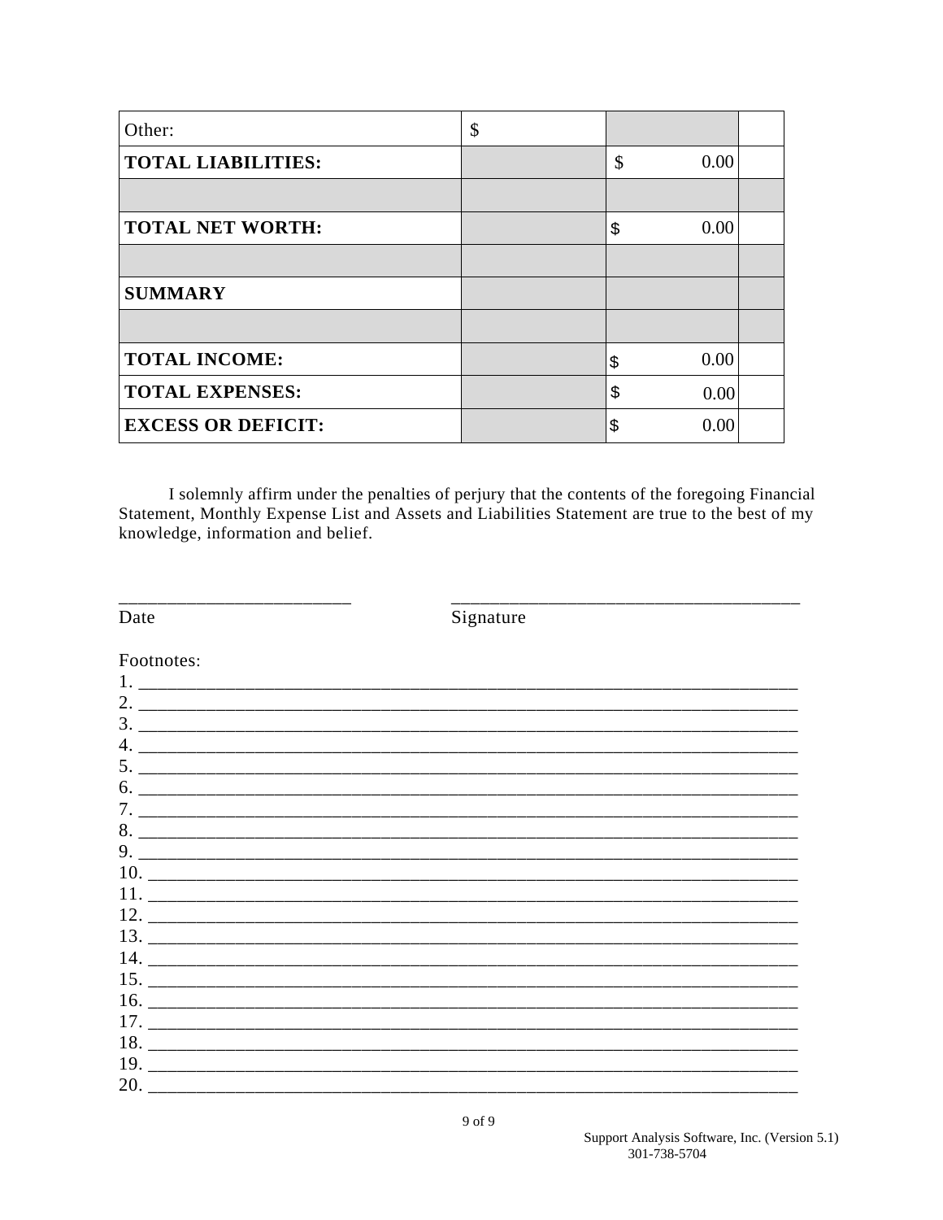| | | | |
|---|---|---|---|
| Other: | $ | | |
| **TOTAL LIABILITIES:** | | $ 0.00 | |
| | | | |
| **TOTAL NET WORTH:** | | $ 0.00 | |
| | | | |
| **SUMMARY** | | | |
| | | | |
| **TOTAL INCOME:** | | $ 0.00 | |
| **TOTAL EXPENSES:** | | $ 0.00 | |
| **EXCESS OR DEFICIT:** | | $ 0.00 | |

I solemnly affirm under the penalties of perjury that the contents of the foregoing Financial Statement, Monthly Expense List and Assets and Liabilities Statement are true to the best of my knowledge, information and belief.

________________________ ____________________________________

Date Signature

Footnotes:

1. ______________________________________________________________________
2. ______________________________________________________________________
3. ______________________________________________________________________
4. ______________________________________________________________________
5. ______________________________________________________________________
6. ______________________________________________________________________
7. ______________________________________________________________________
8. ______________________________________________________________________
9. ______________________________________________________________________
10. _____________________________________________________________________
11. _____________________________________________________________________
12. _____________________________________________________________________
13. _____________________________________________________________________
14. _____________________________________________________________________
15. _____________________________________________________________________
16. _____________________________________________________________________
17. _____________________________________________________________________
18. _____________________________________________________________________
19. _____________________________________________________________________
20. _____________________________________________________________________